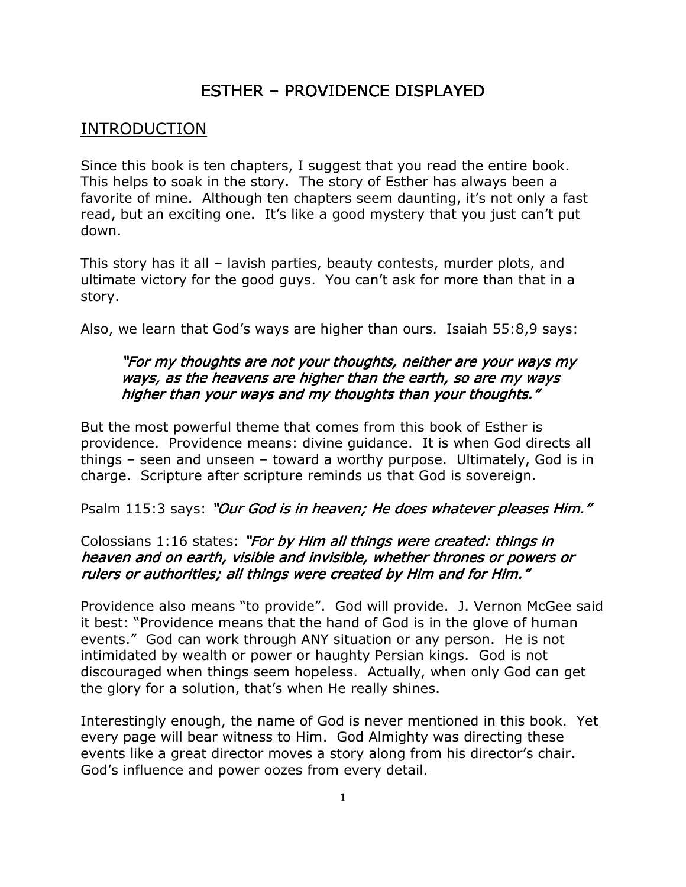# ESTHER – PROVIDENCE DISPLAYED

## INTRODUCTION

Since this book is ten chapters, I suggest that you read the entire book. This helps to soak in the story. The story of Esther has always been a favorite of mine. Although ten chapters seem daunting, it's not only a fast read, but an exciting one. It's like a good mystery that you just can't put down.

This story has it all – lavish parties, beauty contests, murder plots, and ultimate victory for the good guys. You can't ask for more than that in a story.

Also, we learn that God's ways are higher than ours. Isaiah 55:8,9 says:

> *"For my thoughts are not your thoughts, neither are your ways my ways, as the heavens are higher than the earth, so are my ways higher than your ways and my thoughts than your thoughts."*

But the most powerful theme that comes from this book of Esther is providence. Providence means: divine guidance. It is when God directs all things – seen and unseen – toward a worthy purpose. Ultimately, God is in charge. Scripture after scripture reminds us that God is sovereign.

Psalm 115:3 says: *"Our God is in heaven; He does whatever pleases Him."*

Colossians 1:16 states: *"For by Him all things were created: things in heaven and on earth, visible and invisible, whether thrones or powers or rulers or authorities; all things were created by Him and for Him."*

Providence also means "to provide". God will provide. J. Vernon McGee said it best: "Providence means that the hand of God is in the glove of human events." God can work through ANY situation or any person. He is not intimidated by wealth or power or haughty Persian kings. God is not discouraged when things seem hopeless. Actually, when only God can get the glory for a solution, that's when He really shines.

Interestingly enough, the name of God is never mentioned in this book. Yet every page will bear witness to Him. God Almighty was directing these events like a great director moves a story along from his director's chair. God's influence and power oozes from every detail.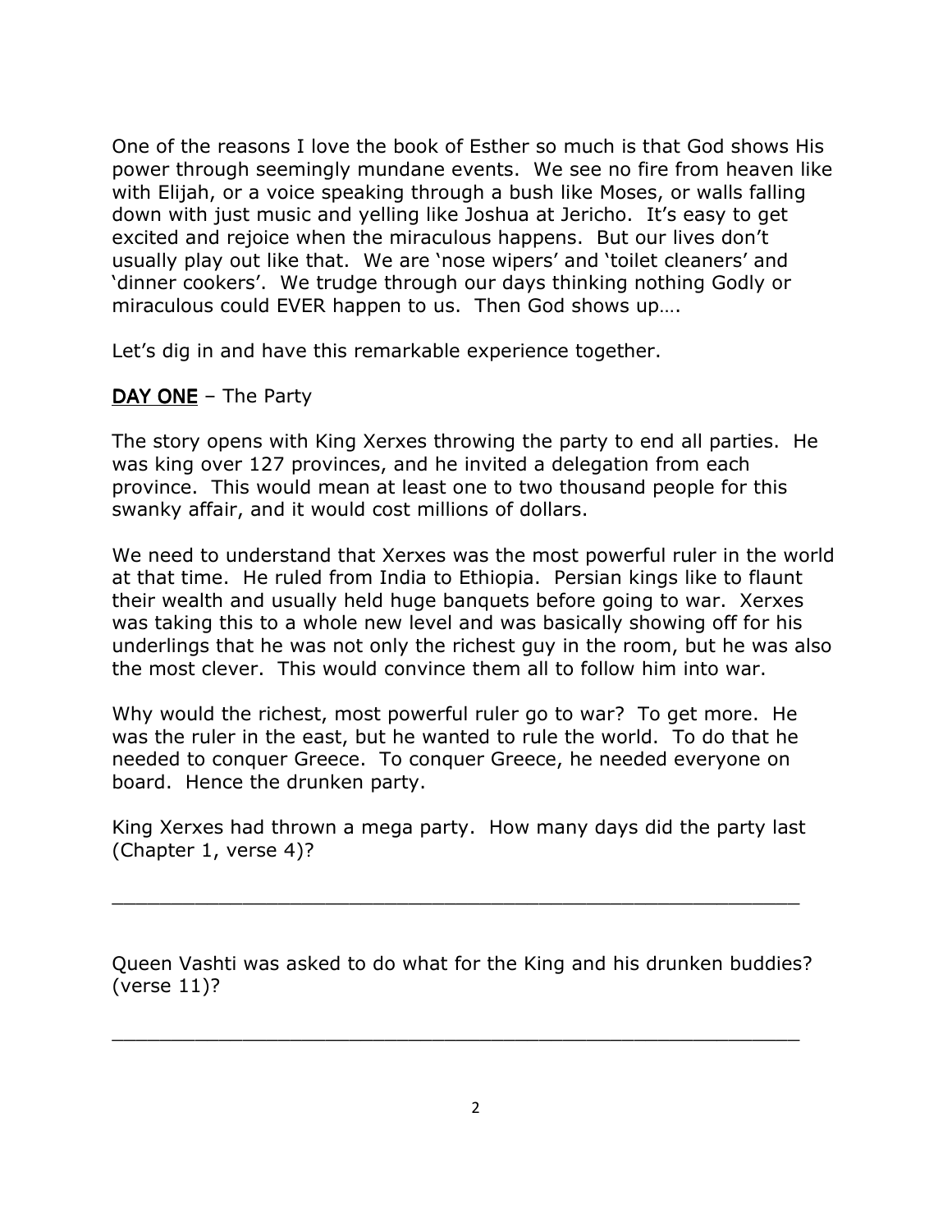One of the reasons I love the book of Esther so much is that God shows His power through seemingly mundane events. We see no fire from heaven like with Elijah, or a voice speaking through a bush like Moses, or walls falling down with just music and yelling like Joshua at Jericho. It's easy to get excited and rejoice when the miraculous happens. But our lives don't usually play out like that. We are 'nose wipers' and 'toilet cleaners' and 'dinner cookers'. We trudge through our days thinking nothing Godly or miraculous could EVER happen to us. Then God shows up….

Let's dig in and have this remarkable experience together.

**DAY ONE** – The Party

The story opens with King Xerxes throwing the party to end all parties. He was king over 127 provinces, and he invited a delegation from each province. This would mean at least one to two thousand people for this swanky affair, and it would cost millions of dollars.

We need to understand that Xerxes was the most powerful ruler in the world at that time. He ruled from India to Ethiopia. Persian kings like to flaunt their wealth and usually held huge banquets before going to war. Xerxes was taking this to a whole new level and was basically showing off for his underlings that he was not only the richest guy in the room, but he was also the most clever. This would convince them all to follow him into war.

Why would the richest, most powerful ruler go to war? To get more. He was the ruler in the east, but he wanted to rule the world. To do that he needed to conquer Greece. To conquer Greece, he needed everyone on board. Hence the drunken party.

King Xerxes had thrown a mega party. How many days did the party last (Chapter 1, verse 4)?

\_\_\_\_\_\_\_\_\_\_\_\_\_\_\_\_\_\_\_\_\_\_\_\_\_\_\_\_\_\_\_\_\_\_\_\_\_\_\_\_\_\_\_\_\_\_\_\_\_\_\_\_\_\_\_\_

Queen Vashti was asked to do what for the King and his drunken buddies? (verse 11)?

\_\_\_\_\_\_\_\_\_\_\_\_\_\_\_\_\_\_\_\_\_\_\_\_\_\_\_\_\_\_\_\_\_\_\_\_\_\_\_\_\_\_\_\_\_\_\_\_\_\_\_\_\_\_\_\_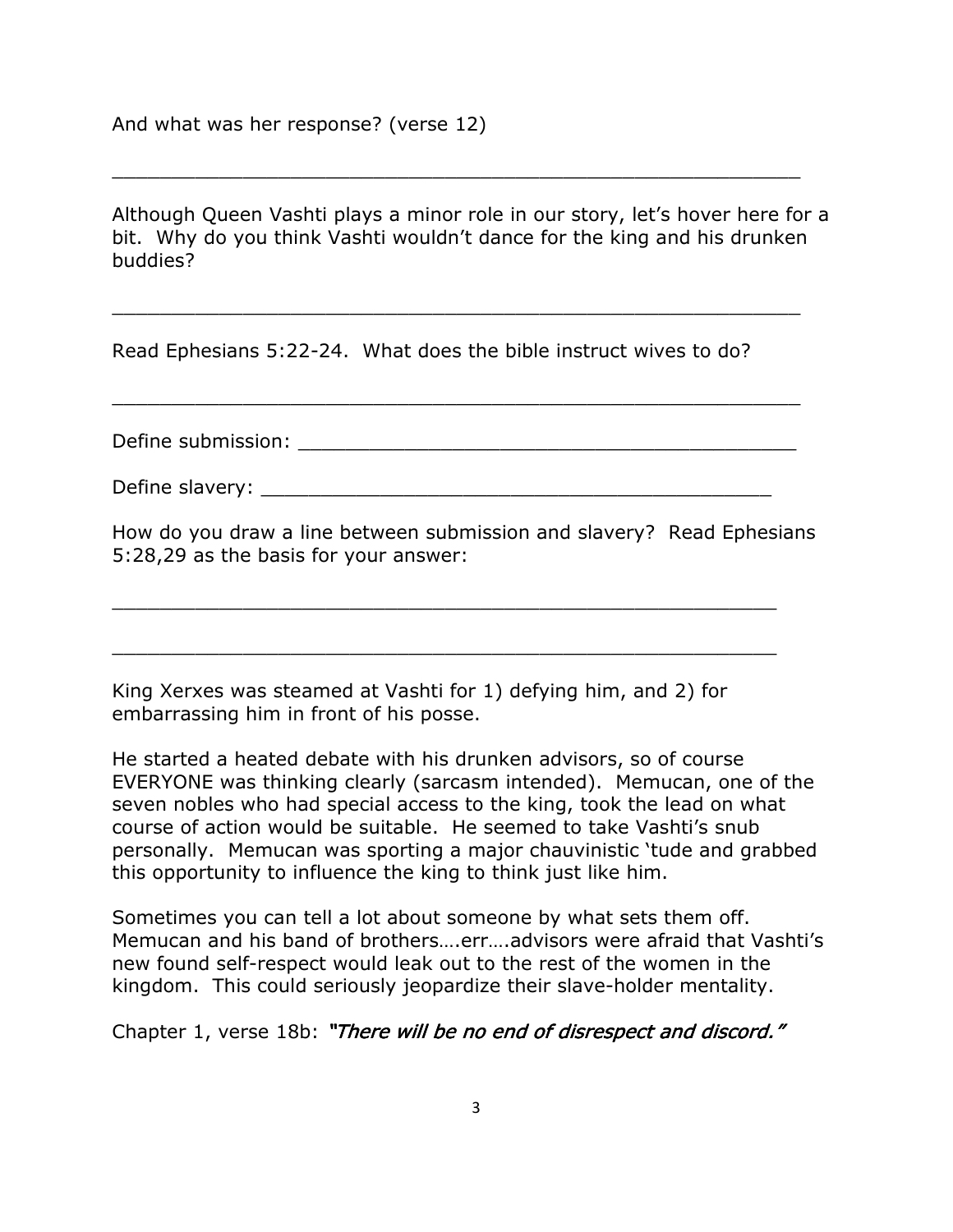And what was her response? (verse 12)

\_\_\_\_\_\_\_\_\_\_\_\_\_\_\_\_\_\_\_\_\_\_\_\_\_\_\_\_\_\_\_\_\_\_\_\_\_\_\_\_\_\_\_\_\_\_\_\_\_\_\_\_\_\_\_\_\_\_

Although Queen Vashti plays a minor role in our story, let's hover here for a bit. Why do you think Vashti wouldn't dance for the king and his drunken buddies?

\_\_\_\_\_\_\_\_\_\_\_\_\_\_\_\_\_\_\_\_\_\_\_\_\_\_\_\_\_\_\_\_\_\_\_\_\_\_\_\_\_\_\_\_\_\_\_\_\_\_\_\_\_\_\_\_\_\_

Read Ephesians 5:22-24. What does the bible instruct wives to do?

\_\_\_\_\_\_\_\_\_\_\_\_\_\_\_\_\_\_\_\_\_\_\_\_\_\_\_\_\_\_\_\_\_\_\_\_\_\_\_\_\_\_\_\_\_\_\_\_\_\_\_\_\_\_\_\_\_\_

Define submission: \_\_\_\_\_\_\_\_\_\_\_\_\_\_\_\_\_\_\_\_\_\_\_\_\_\_\_\_\_\_\_\_\_\_\_\_\_\_\_\_\_\_\_\_

Define slavery: \_\_\_\_\_\_\_\_\_\_\_\_\_\_\_\_\_\_\_\_\_\_\_\_\_\_\_\_\_\_\_\_\_\_\_\_\_\_\_\_\_\_\_\_

How do you draw a line between submission and slavery? Read Ephesians 5:28,29 as the basis for your answer:

\_\_\_\_\_\_\_\_\_\_\_\_\_\_\_\_\_\_\_\_\_\_\_\_\_\_\_\_\_\_\_\_\_\_\_\_\_\_\_\_\_\_\_\_\_\_\_\_\_\_\_\_\_\_\_\_

\_\_\_\_\_\_\_\_\_\_\_\_\_\_\_\_\_\_\_\_\_\_\_\_\_\_\_\_\_\_\_\_\_\_\_\_\_\_\_\_\_\_\_\_\_\_\_\_\_\_\_\_\_\_\_\_

King Xerxes was steamed at Vashti for 1) defying him, and 2) for embarrassing him in front of his posse.

He started a heated debate with his drunken advisors, so of course EVERYONE was thinking clearly (sarcasm intended). Memucan, one of the seven nobles who had special access to the king, took the lead on what course of action would be suitable. He seemed to take Vashti's snub personally. Memucan was sporting a major chauvinistic 'tude and grabbed this opportunity to influence the king to think just like him.

Sometimes you can tell a lot about someone by what sets them off. Memucan and his band of brothers….err….advisors were afraid that Vashti's new found self-respect would leak out to the rest of the women in the kingdom. This could seriously jeopardize their slave-holder mentality.

Chapter 1, verse 18b: *"There will be no end of disrespect and discord."*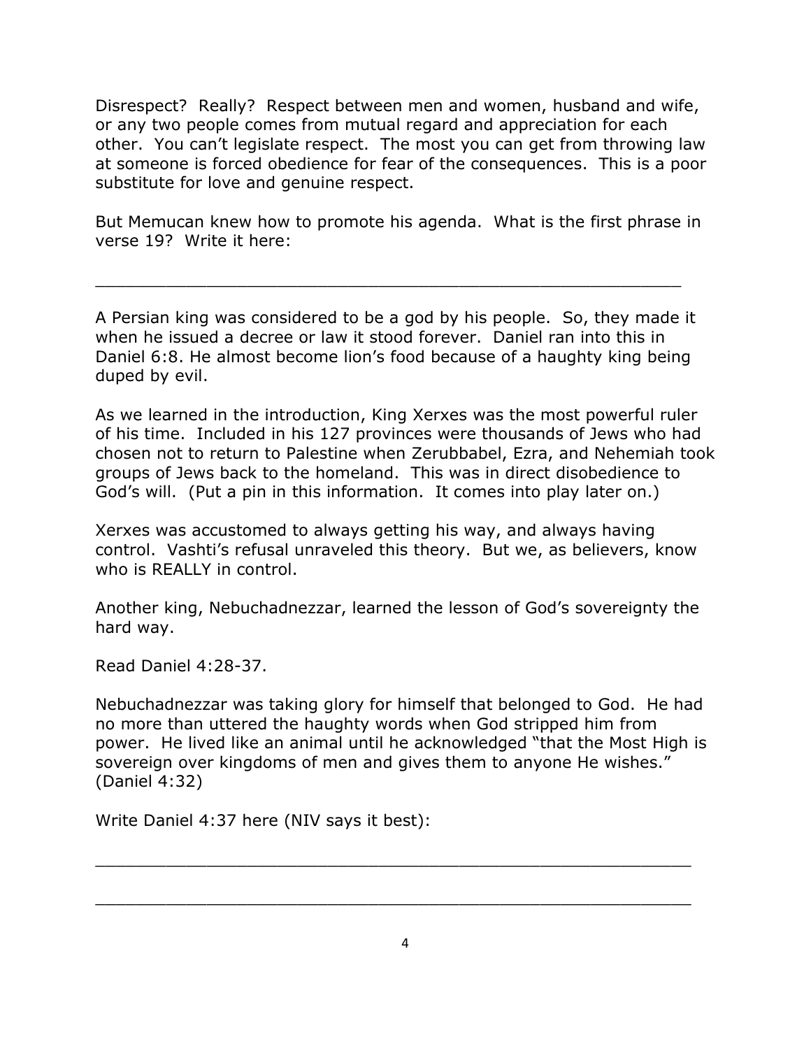Disrespect? Really? Respect between men and women, husband and wife, or any two people comes from mutual regard and appreciation for each other. You can't legislate respect. The most you can get from throwing law at someone is forced obedience for fear of the consequences. This is a poor substitute for love and genuine respect.

But Memucan knew how to promote his agenda. What is the first phrase in verse 19? Write it here:

______________________________________________________________

A Persian king was considered to be a god by his people. So, they made it when he issued a decree or law it stood forever. Daniel ran into this in Daniel 6:8. He almost become lion's food because of a haughty king being duped by evil.

As we learned in the introduction, King Xerxes was the most powerful ruler of his time. Included in his 127 provinces were thousands of Jews who had chosen not to return to Palestine when Zerubbabel, Ezra, and Nehemiah took groups of Jews back to the homeland. This was in direct disobedience to God's will. (Put a pin in this information. It comes into play later on.)

Xerxes was accustomed to always getting his way, and always having control. Vashti's refusal unraveled this theory. But we, as believers, know who is REALLY in control.

Another king, Nebuchadnezzar, learned the lesson of God's sovereignty the hard way.

Read Daniel 4:28-37.

Nebuchadnezzar was taking glory for himself that belonged to God. He had no more than uttered the haughty words when God stripped him from power. He lived like an animal until he acknowledged "that the Most High is sovereign over kingdoms of men and gives them to anyone He wishes." (Daniel 4:32)

Write Daniel 4:37 here (NIV says it best):

______________________________________________________________

______________________________________________________________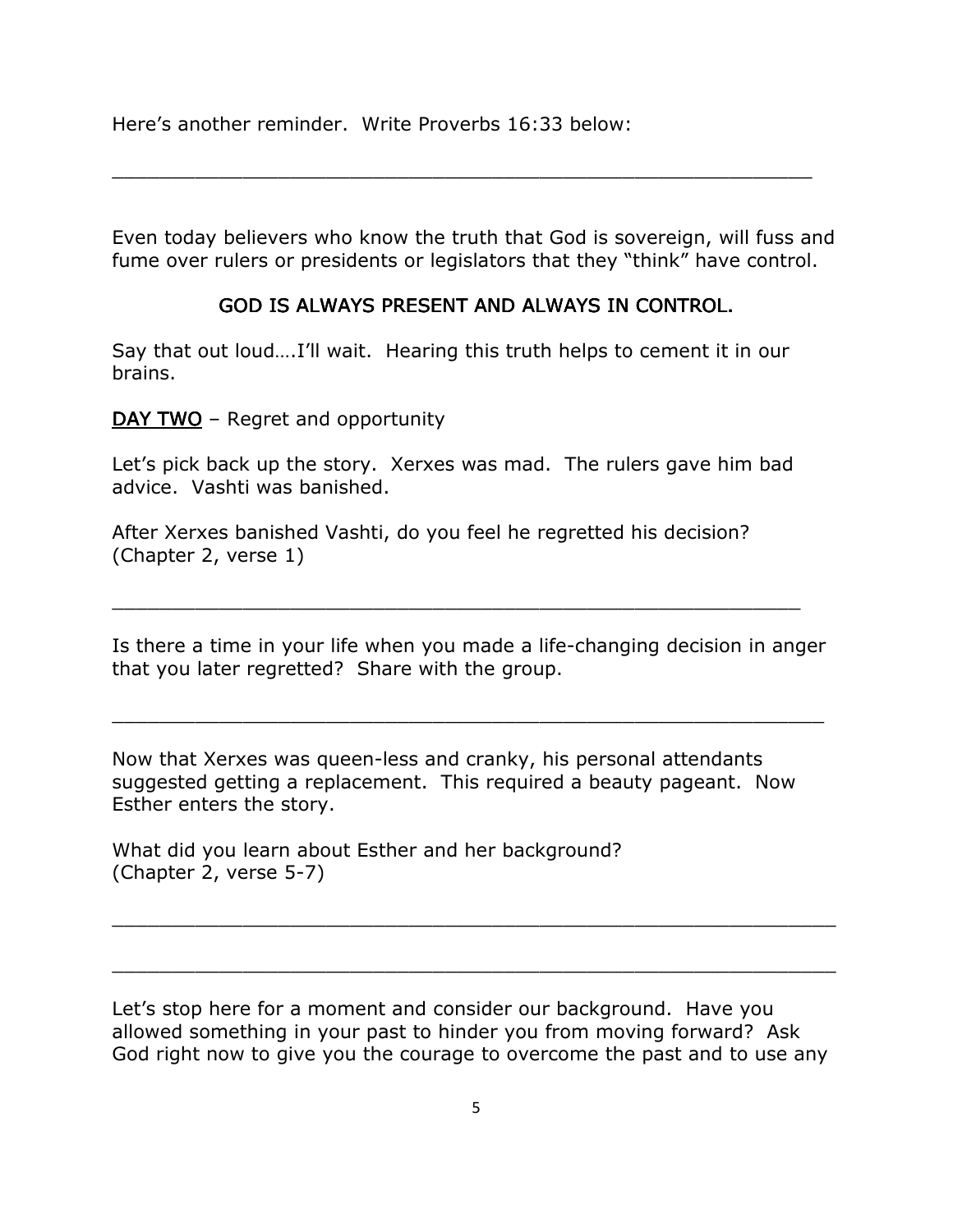Here's another reminder. Write Proverbs 16:33 below:

\_\_\_\_\_\_\_\_\_\_\_\_\_\_\_\_\_\_\_\_\_\_\_\_\_\_\_\_\_\_\_\_\_\_\_\_\_\_\_\_\_\_\_\_\_\_\_\_\_\_\_\_\_\_\_\_

Even today believers who know the truth that God is sovereign, will fuss and fume over rulers or presidents or legislators that they "think" have control.

**GOD IS ALWAYS PRESENT AND ALWAYS IN CONTROL.**

Say that out loud….I'll wait. Hearing this truth helps to cement it in our brains.

**DAY TWO** – Regret and opportunity

Let's pick back up the story. Xerxes was mad. The rulers gave him bad advice. Vashti was banished.

After Xerxes banished Vashti, do you feel he regretted his decision? (Chapter 2, verse 1)

\_\_\_\_\_\_\_\_\_\_\_\_\_\_\_\_\_\_\_\_\_\_\_\_\_\_\_\_\_\_\_\_\_\_\_\_\_\_\_\_\_\_\_\_\_\_\_\_\_\_\_\_\_\_\_\_

Is there a time in your life when you made a life-changing decision in anger that you later regretted? Share with the group.

\_\_\_\_\_\_\_\_\_\_\_\_\_\_\_\_\_\_\_\_\_\_\_\_\_\_\_\_\_\_\_\_\_\_\_\_\_\_\_\_\_\_\_\_\_\_\_\_\_\_\_\_\_\_\_\_

Now that Xerxes was queen-less and cranky, his personal attendants suggested getting a replacement. This required a beauty pageant. Now Esther enters the story.

What did you learn about Esther and her background? (Chapter 2, verse 5-7)

\_\_\_\_\_\_\_\_\_\_\_\_\_\_\_\_\_\_\_\_\_\_\_\_\_\_\_\_\_\_\_\_\_\_\_\_\_\_\_\_\_\_\_\_\_\_\_\_\_\_\_\_\_\_\_\_

\_\_\_\_\_\_\_\_\_\_\_\_\_\_\_\_\_\_\_\_\_\_\_\_\_\_\_\_\_\_\_\_\_\_\_\_\_\_\_\_\_\_\_\_\_\_\_\_\_\_\_\_\_\_\_\_

Let's stop here for a moment and consider our background. Have you allowed something in your past to hinder you from moving forward? Ask God right now to give you the courage to overcome the past and to use any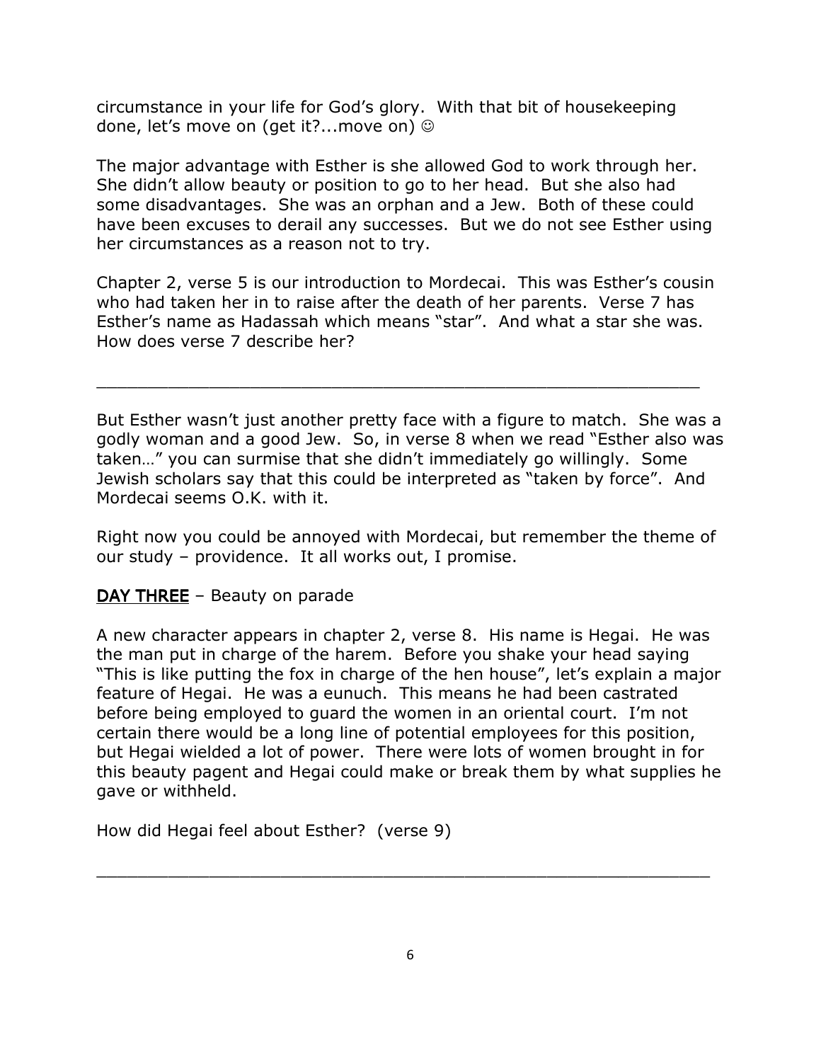circumstance in your life for God's glory. With that bit of housekeeping done, let's move on (get it?...move on) ☺

The major advantage with Esther is she allowed God to work through her. She didn't allow beauty or position to go to her head. But she also had some disadvantages. She was an orphan and a Jew. Both of these could have been excuses to derail any successes. But we do not see Esther using her circumstances as a reason not to try.

Chapter 2, verse 5 is our introduction to Mordecai. This was Esther's cousin who had taken her in to raise after the death of her parents. Verse 7 has Esther's name as Hadassah which means "star". And what a star she was. How does verse 7 describe her?

_______________________________________________________________

But Esther wasn't just another pretty face with a figure to match. She was a godly woman and a good Jew. So, in verse 8 when we read "Esther also was taken…" you can surmise that she didn't immediately go willingly. Some Jewish scholars say that this could be interpreted as "taken by force". And Mordecai seems O.K. with it.

Right now you could be annoyed with Mordecai, but remember the theme of our study – providence. It all works out, I promise.

**<u>DAY THREE</u>** – Beauty on parade

A new character appears in chapter 2, verse 8. His name is Hegai. He was the man put in charge of the harem. Before you shake your head saying "This is like putting the fox in charge of the hen house", let's explain a major feature of Hegai. He was a eunuch. This means he had been castrated before being employed to guard the women in an oriental court. I'm not certain there would be a long line of potential employees for this position, but Hegai wielded a lot of power. There were lots of women brought in for this beauty pagent and Hegai could make or break them by what supplies he gave or withheld.

How did Hegai feel about Esther? (verse 9)

_______________________________________________________________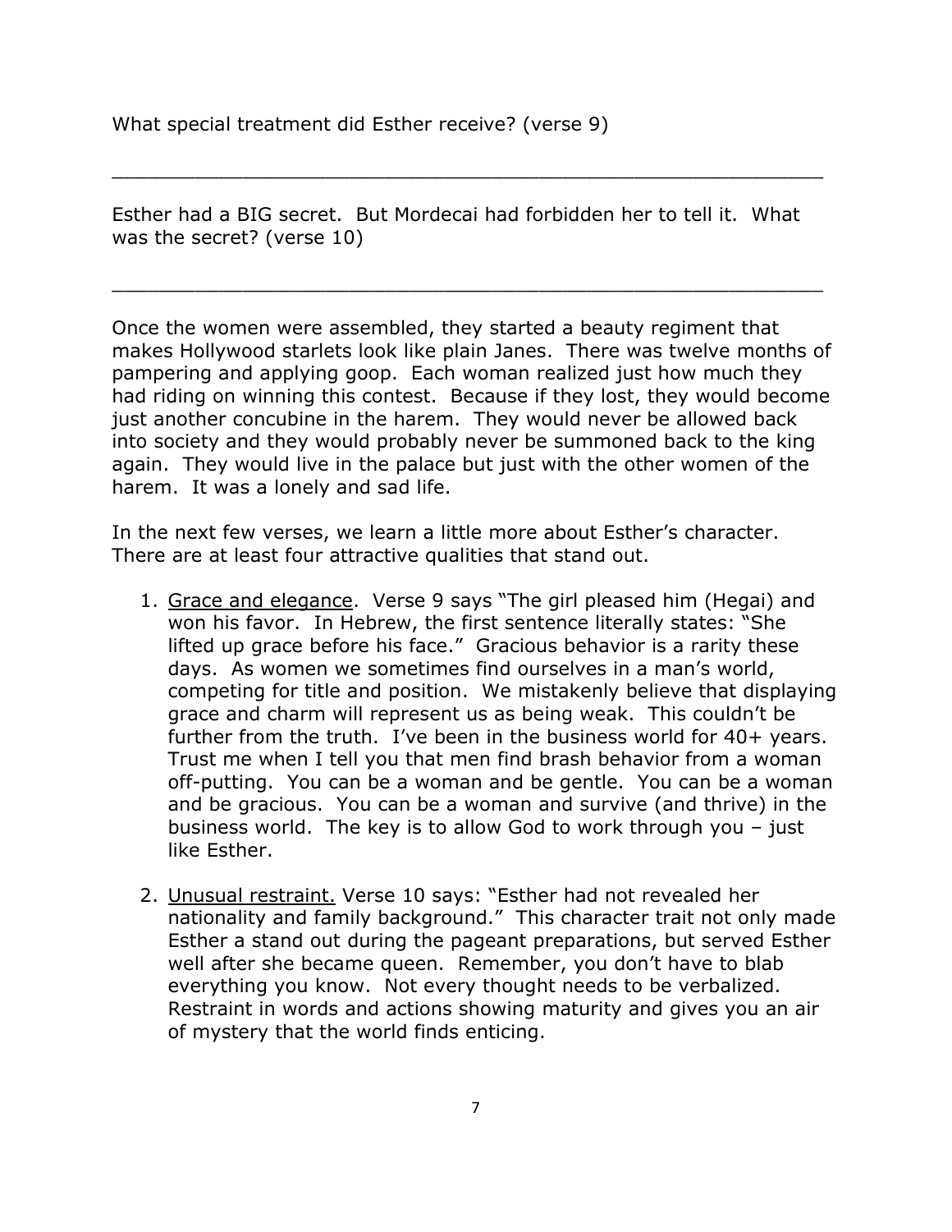What special treatment did Esther receive? (verse 9)

\_\_\_\_\_\_\_\_\_\_\_\_\_\_\_\_\_\_\_\_\_\_\_\_\_\_\_\_\_\_\_\_\_\_\_\_\_\_\_\_\_\_\_\_\_\_\_\_\_\_\_\_\_\_\_\_\_\_\_\_\_\_

Esther had a BIG secret. But Mordecai had forbidden her to tell it. What was the secret? (verse 10)

\_\_\_\_\_\_\_\_\_\_\_\_\_\_\_\_\_\_\_\_\_\_\_\_\_\_\_\_\_\_\_\_\_\_\_\_\_\_\_\_\_\_\_\_\_\_\_\_\_\_\_\_\_\_\_\_\_\_\_\_\_\_

Once the women were assembled, they started a beauty regiment that makes Hollywood starlets look like plain Janes. There was twelve months of pampering and applying goop. Each woman realized just how much they had riding on winning this contest. Because if they lost, they would become just another concubine in the harem. They would never be allowed back into society and they would probably never be summoned back to the king again. They would live in the palace but just with the other women of the harem. It was a lonely and sad life.

In the next few verses, we learn a little more about Esther's character. There are at least four attractive qualities that stand out.

1. <u>Grace and elegance</u>. Verse 9 says "The girl pleased him (Hegai) and won his favor. In Hebrew, the first sentence literally states: "She lifted up grace before his face." Gracious behavior is a rarity these days. As women we sometimes find ourselves in a man's world, competing for title and position. We mistakenly believe that displaying grace and charm will represent us as being weak. This couldn't be further from the truth. I've been in the business world for 40+ years. Trust me when I tell you that men find brash behavior from a woman off-putting. You can be a woman and be gentle. You can be a woman and be gracious. You can be a woman and survive (and thrive) in the business world. The key is to allow God to work through you – just like Esther.

2. <u>Unusual restraint.</u> Verse 10 says: "Esther had not revealed her nationality and family background." This character trait not only made Esther a stand out during the pageant preparations, but served Esther well after she became queen. Remember, you don't have to blab everything you know. Not every thought needs to be verbalized. Restraint in words and actions showing maturity and gives you an air of mystery that the world finds enticing.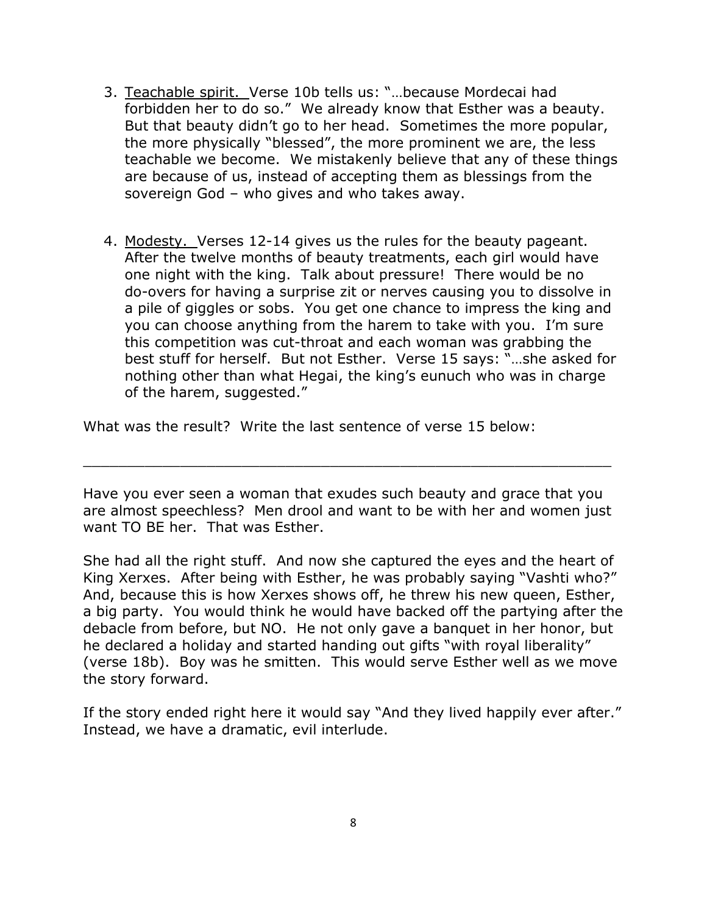3. <u>Teachable spirit.</u> Verse 10b tells us: "…because Mordecai had forbidden her to do so." We already know that Esther was a beauty. But that beauty didn't go to her head. Sometimes the more popular, the more physically "blessed", the more prominent we are, the less teachable we become. We mistakenly believe that any of these things are because of us, instead of accepting them as blessings from the sovereign God – who gives and who takes away.

4. <u>Modesty.</u> Verses 12-14 gives us the rules for the beauty pageant. After the twelve months of beauty treatments, each girl would have one night with the king. Talk about pressure! There would be no do-overs for having a surprise zit or nerves causing you to dissolve in a pile of giggles or sobs. You get one chance to impress the king and you can choose anything from the harem to take with you. I'm sure this competition was cut-throat and each woman was grabbing the best stuff for herself. But not Esther. Verse 15 says: "…she asked for nothing other than what Hegai, the king's eunuch who was in charge of the harem, suggested."

What was the result? Write the last sentence of verse 15 below:

_____________________________________________________________

Have you ever seen a woman that exudes such beauty and grace that you are almost speechless? Men drool and want to be with her and women just want TO BE her. That was Esther.

She had all the right stuff. And now she captured the eyes and the heart of King Xerxes. After being with Esther, he was probably saying "Vashti who?" And, because this is how Xerxes shows off, he threw his new queen, Esther, a big party. You would think he would have backed off the partying after the debacle from before, but NO. He not only gave a banquet in her honor, but he declared a holiday and started handing out gifts "with royal liberality" (verse 18b). Boy was he smitten. This would serve Esther well as we move the story forward.

If the story ended right here it would say "And they lived happily ever after." Instead, we have a dramatic, evil interlude.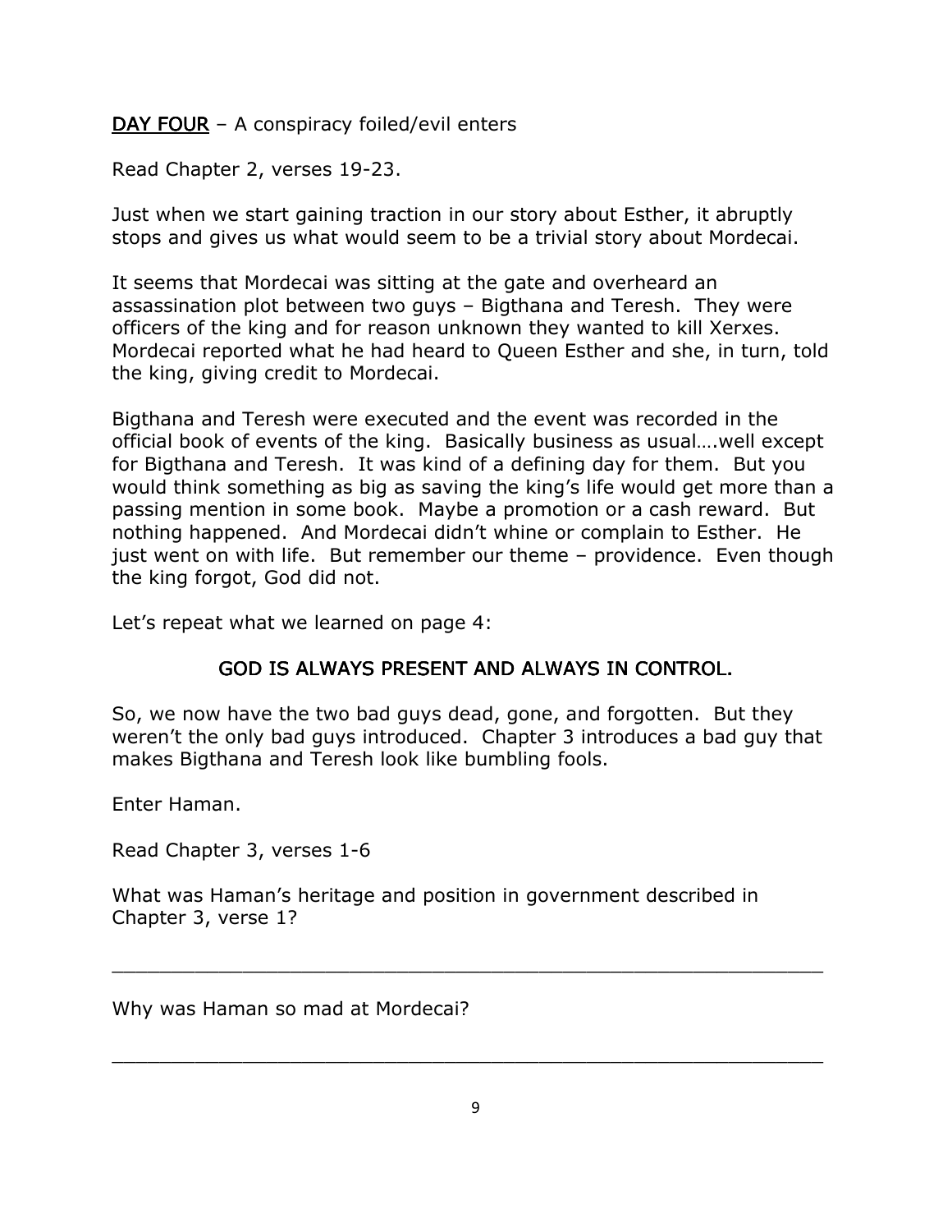**DAY FOUR** – A conspiracy foiled/evil enters

Read Chapter 2, verses 19-23.

Just when we start gaining traction in our story about Esther, it abruptly stops and gives us what would seem to be a trivial story about Mordecai.

It seems that Mordecai was sitting at the gate and overheard an assassination plot between two guys – Bigthana and Teresh. They were officers of the king and for reason unknown they wanted to kill Xerxes. Mordecai reported what he had heard to Queen Esther and she, in turn, told the king, giving credit to Mordecai.

Bigthana and Teresh were executed and the event was recorded in the official book of events of the king. Basically business as usual….well except for Bigthana and Teresh. It was kind of a defining day for them. But you would think something as big as saving the king's life would get more than a passing mention in some book. Maybe a promotion or a cash reward. But nothing happened. And Mordecai didn't whine or complain to Esther. He just went on with life. But remember our theme – providence. Even though the king forgot, God did not.

Let's repeat what we learned on page 4:

**GOD IS ALWAYS PRESENT AND ALWAYS IN CONTROL.**

So, we now have the two bad guys dead, gone, and forgotten. But they weren't the only bad guys introduced. Chapter 3 introduces a bad guy that makes Bigthana and Teresh look like bumbling fools.

Enter Haman.

Read Chapter 3, verses 1-6

What was Haman's heritage and position in government described in Chapter 3, verse 1?

_______________________________________________________________

Why was Haman so mad at Mordecai?

_______________________________________________________________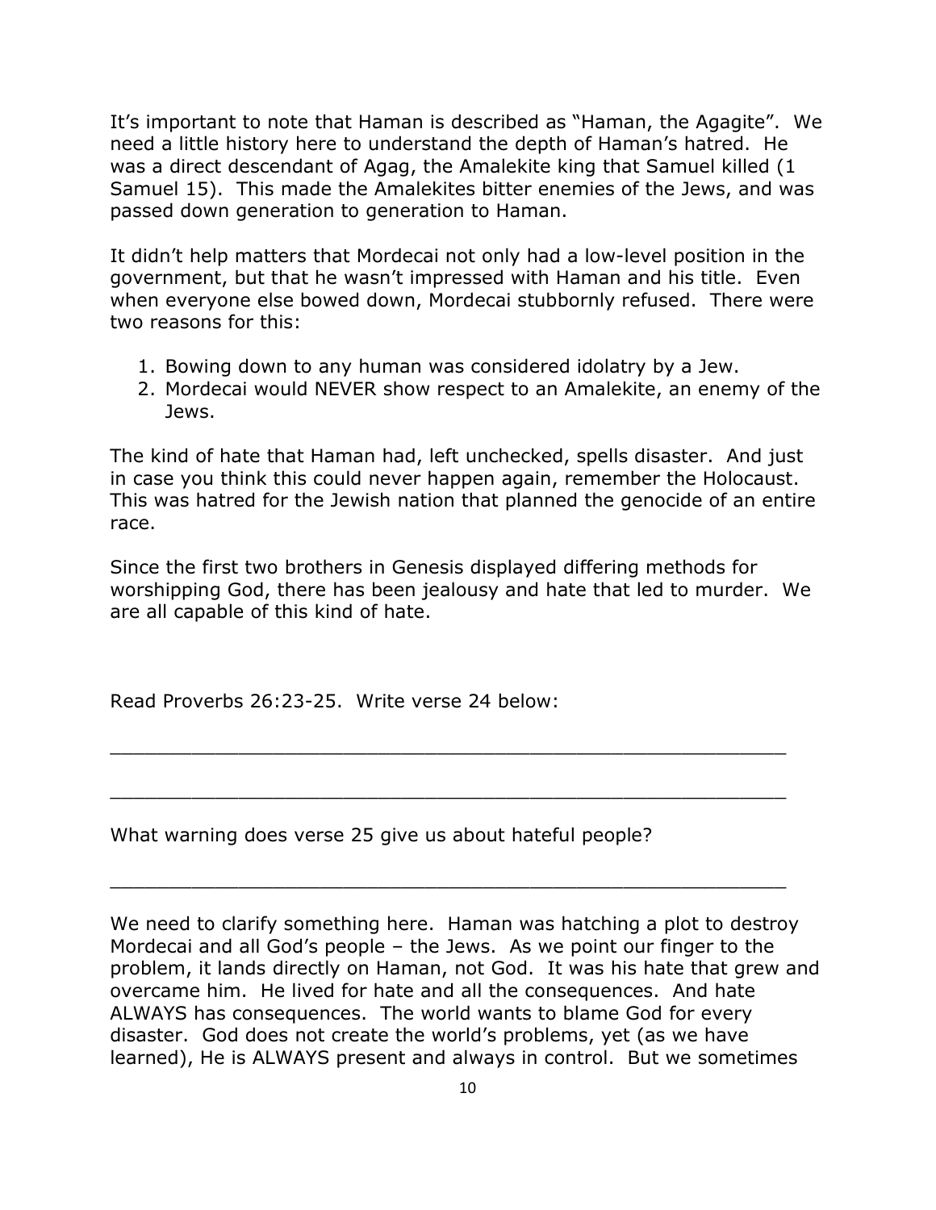It's important to note that Haman is described as "Haman, the Agagite". We need a little history here to understand the depth of Haman's hatred. He was a direct descendant of Agag, the Amalekite king that Samuel killed (1 Samuel 15). This made the Amalekites bitter enemies of the Jews, and was passed down generation to generation to Haman.

It didn't help matters that Mordecai not only had a low-level position in the government, but that he wasn't impressed with Haman and his title. Even when everyone else bowed down, Mordecai stubbornly refused. There were two reasons for this:

1. Bowing down to any human was considered idolatry by a Jew.
2. Mordecai would NEVER show respect to an Amalekite, an enemy of the Jews.

The kind of hate that Haman had, left unchecked, spells disaster. And just in case you think this could never happen again, remember the Holocaust. This was hatred for the Jewish nation that planned the genocide of an entire race.

Since the first two brothers in Genesis displayed differing methods for worshipping God, there has been jealousy and hate that led to murder. We are all capable of this kind of hate.

Read Proverbs 26:23-25. Write verse 24 below:

_____________________________________________________________

_____________________________________________________________

What warning does verse 25 give us about hateful people?

_____________________________________________________________

We need to clarify something here. Haman was hatching a plot to destroy Mordecai and all God's people – the Jews. As we point our finger to the problem, it lands directly on Haman, not God. It was his hate that grew and overcame him. He lived for hate and all the consequences. And hate ALWAYS has consequences. The world wants to blame God for every disaster. God does not create the world's problems, yet (as we have learned), He is ALWAYS present and always in control. But we sometimes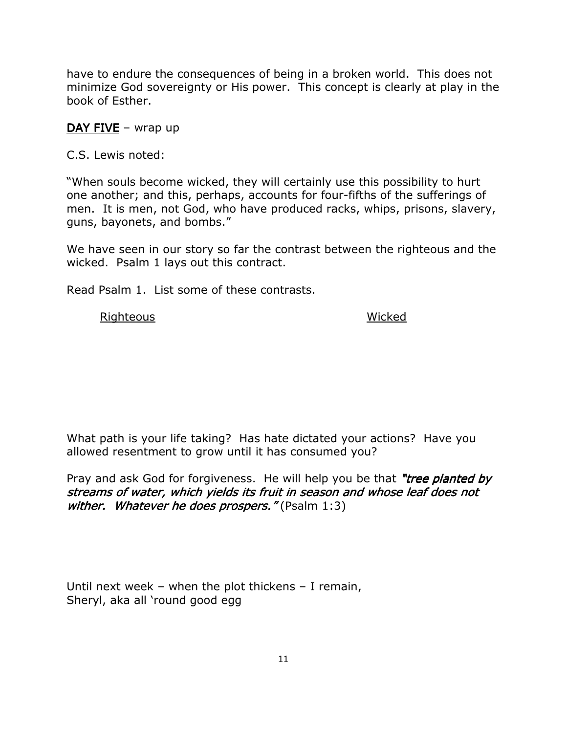have to endure the consequences of being in a broken world. This does not minimize God sovereignty or His power. This concept is clearly at play in the book of Esther.

**DAY FIVE** – wrap up

C.S. Lewis noted:

"When souls become wicked, they will certainly use this possibility to hurt one another; and this, perhaps, accounts for four-fifths of the sufferings of men. It is men, not God, who have produced racks, whips, prisons, slavery, guns, bayonets, and bombs."

We have seen in our story so far the contrast between the righteous and the wicked. Psalm 1 lays out this contract.

Read Psalm 1. List some of these contrasts.

| Righteous | Wicked |
| --- | --- |
| | |

What path is your life taking? Has hate dictated your actions? Have you allowed resentment to grow until it has consumed you?

Pray and ask God for forgiveness. He will help you be that *"tree planted by streams of water, which yields its fruit in season and whose leaf does not wither. Whatever he does prospers."* (Psalm 1:3)

Until next week – when the plot thickens – I remain,
Sheryl, aka all 'round good egg